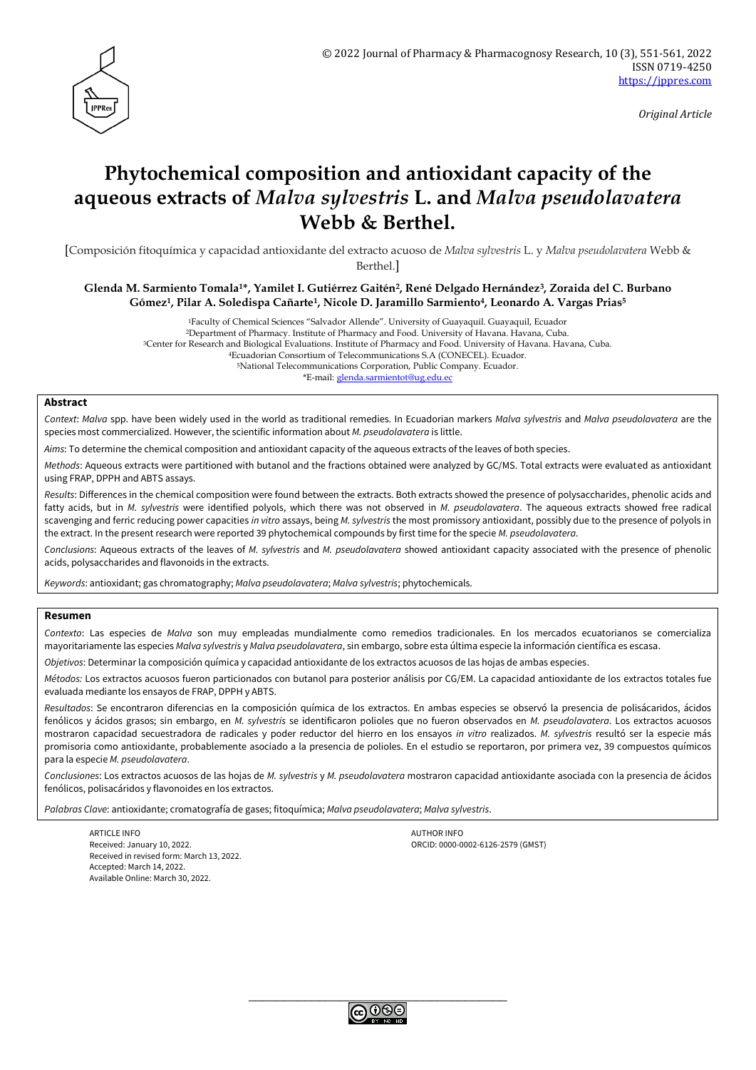Original Article

# Phytochemical composition and antioxidant capacity of the aqueous extracts of *Malva sylvestris* L. and *Malva pseudolavatera* Webb & Berthel.

[Composición fitoquímica y capacidad antioxidante del extracto acuoso de *Malva sylvestris* L. y *Malva pseudolavatera* Webb & Berthel.]

**Glenda M. Sarmiento Tomala[1]\*, Yamilet I. Gutiérrez Gaitén[2], René Delgado Hernández[3], Zoraida del C. Burbano Gómez[1], Pilar A. Soledispa Cañarte[1], Nicole D. Jaramillo Sarmiento[4], Leonardo A. Vargas Prias[5]**

[1]Faculty of Chemical Sciences "Salvador Allende". University of Guayaquil. Guayaquil, Ecuador
[2]Department of Pharmacy. Institute of Pharmacy and Food. University of Havana. Havana, Cuba.
[3]Center for Research and Biological Evaluations. Institute of Pharmacy and Food. University of Havana. Havana, Cuba.
[4]Ecuadorian Consortium of Telecommunications S.A (CONECEL). Ecuador.
[5]National Telecommunications Corporation, Public Company. Ecuador.
\*E-mail: glenda.sarmientot@ug.edu.ec

## Abstract

*Context*: *Malva* spp. have been widely used in the world as traditional remedies. In Ecuadorian markers *Malva sylvestris* and *Malva pseudolavatera* are the species most commercialized. However, the scientific information about *M. pseudolavatera* is little.

*Aims*: To determine the chemical composition and antioxidant capacity of the aqueous extracts of the leaves of both species.

*Methods*: Aqueous extracts were partitioned with butanol and the fractions obtained were analyzed by GC/MS. Total extracts were evaluated as antioxidant using FRAP, DPPH and ABTS assays.

*Results*: Differences in the chemical composition were found between the extracts. Both extracts showed the presence of polysaccharides, phenolic acids and fatty acids, but in *M. sylvestris* were identified polyols, which there was not observed in *M. pseudolavatera*. The aqueous extracts showed free radical scavenging and ferric reducing power capacities *in vitro* assays, being *M. sylvestris* the most promissory antioxidant, possibly due to the presence of polyols in the extract. In the present research were reported 39 phytochemical compounds by first time for the specie *M. pseudolavatera*.

*Conclusions*: Aqueous extracts of the leaves of *M. sylvestris* and *M. pseudolavatera* showed antioxidant capacity associated with the presence of phenolic acids, polysaccharides and flavonoids in the extracts.

*Keywords*: antioxidant; gas chromatography; *Malva pseudolavatera*; *Malva sylvestris*; phytochemicals.

## Resumen

*Contexto*: Las especies de *Malva* son muy empleadas mundialmente como remedios tradicionales. En los mercados ecuatorianos se comercializa mayoritariamente las especies *Malva sylvestris* y *Malva pseudolavatera*, sin embargo, sobre esta última especie la información científica es escasa.

*Objetivos*: Determinar la composición química y capacidad antioxidante de los extractos acuosos de las hojas de ambas especies.

*Métodos:* Los extractos acuosos fueron particionados con butanol para posterior análisis por CG/EM. La capacidad antioxidante de los extractos totales fue evaluada mediante los ensayos de FRAP, DPPH y ABTS.

*Resultados*: Se encontraron diferencias en la composición química de los extractos. En ambas especies se observó la presencia de polisácaridos, ácidos fenólicos y ácidos grasos; sin embargo, en *M. sylvestris* se identificaron polioles que no fueron observados en *M. pseudolavatera*. Los extractos acuosos mostraron capacidad secuestradora de radicales y poder reductor del hierro en los ensayos *in vitro* realizados. *M. sylvestris* resultó ser la especie más promisoria como antioxidante, probablemente asociado a la presencia de polioles. En el estudio se reportaron, por primera vez, 39 compuestos químicos para la especie *M. pseudolavatera*.

*Conclusiones*: Los extractos acuosos de las hojas de *M. sylvestris* y *M. pseudolavatera* mostraron capacidad antioxidante asociada con la presencia de ácidos fenólicos, polisacáridos y flavonoides en los extractos.

*Palabras Clave*: antioxidante; cromatografía de gases; fitoquímica; *Malva pseudolavatera*; *Malva sylvestris*.

ARTICLE INFO
Received: January 10, 2022.
Received in revised form: March 13, 2022.
Accepted: March 14, 2022.
Available Online: March 30, 2022.

AUTHOR INFO
ORCID: 0000-0002-6126-2579 (GMST)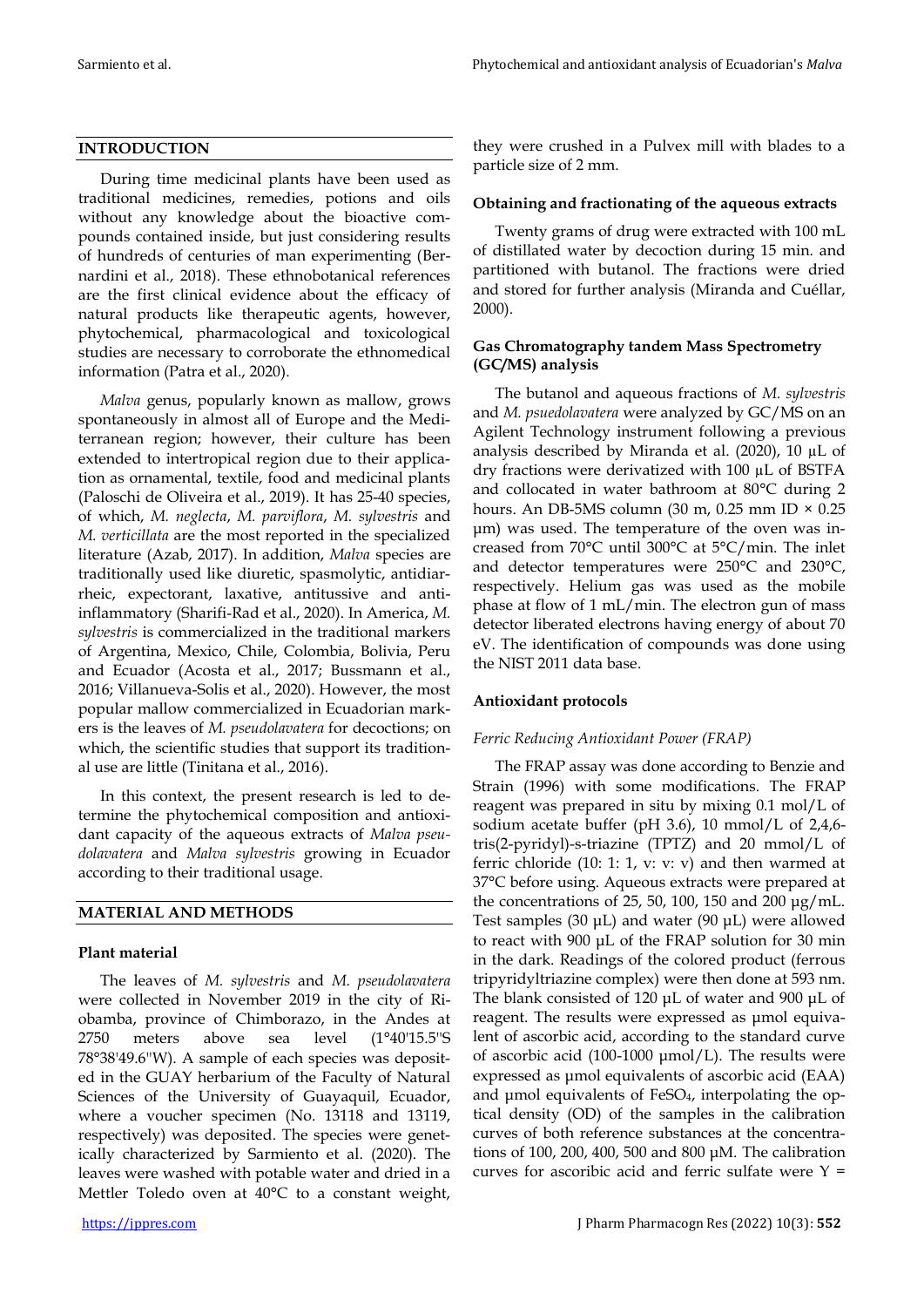## INTRODUCTION

During time medicinal plants have been used as traditional medicines, remedies, potions and oils without any knowledge about the bioactive compounds contained inside, but just considering results of hundreds of centuries of man experimenting (Bernardini et al., 2018). These ethnobotanical references are the first clinical evidence about the efficacy of natural products like therapeutic agents, however, phytochemical, pharmacological and toxicological studies are necessary to corroborate the ethnomedical information (Patra et al., 2020).

*Malva* genus, popularly known as mallow, grows spontaneously in almost all of Europe and the Mediterranean region; however, their culture has been extended to intertropical region due to their application as ornamental, textile, food and medicinal plants (Paloschi de Oliveira et al., 2019). It has 25-40 species, of which, *M. neglecta*, *M. parviflora*, *M. sylvestris* and *M. verticillata* are the most reported in the specialized literature (Azab, 2017). In addition, *Malva* species are traditionally used like diuretic, spasmolytic, antidiarrheic, expectorant, laxative, antitussive and anti-inflammatory (Sharifi-Rad et al., 2020). In America, *M. sylvestris* is commercialized in the traditional markers of Argentina, Mexico, Chile, Colombia, Bolivia, Peru and Ecuador (Acosta et al., 2017; Bussmann et al., 2016; Villanueva-Solis et al., 2020). However, the most popular mallow commercialized in Ecuadorian markers is the leaves of *M. pseudolavatera* for decoctions; on which, the scientific studies that support its traditional use are little (Tinitana et al., 2016).

In this context, the present research is led to determine the phytochemical composition and antioxidant capacity of the aqueous extracts of *Malva pseudolavatera* and *Malva sylvestris* growing in Ecuador according to their traditional usage.

## MATERIAL AND METHODS

### Plant material

The leaves of *M. sylvestris* and *M. pseudolavatera* were collected in November 2019 in the city of Riobamba, province of Chimborazo, in the Andes at 2750 meters above sea level (1°40'15.5"S 78°38'49.6"W). A sample of each species was deposited in the GUAY herbarium of the Faculty of Natural Sciences of the University of Guayaquil, Ecuador, where a voucher specimen (No. 13118 and 13119, respectively) was deposited. The species were genetically characterized by Sarmiento et al. (2020). The leaves were washed with potable water and dried in a Mettler Toledo oven at 40°C to a constant weight, they were crushed in a Pulvex mill with blades to a particle size of 2 mm.

### Obtaining and fractionating of the aqueous extracts

Twenty grams of drug were extracted with 100 mL of distillated water by decoction during 15 min. and partitioned with butanol. The fractions were dried and stored for further analysis (Miranda and Cuéllar, 2000).

### Gas Chromatography tandem Mass Spectrometry (GC/MS) analysis

The butanol and aqueous fractions of *M. sylvestris* and *M. psuedolavatera* were analyzed by GC/MS on an Agilent Technology instrument following a previous analysis described by Miranda et al. (2020), 10 µL of dry fractions were derivatized with 100 µL of BSTFA and collocated in water bathroom at 80°C during 2 hours. An DB-5MS column (30 m, 0.25 mm ID × 0.25 µm) was used. The temperature of the oven was increased from 70°C until 300°C at 5°C/min. The inlet and detector temperatures were 250°C and 230°C, respectively. Helium gas was used as the mobile phase at flow of 1 mL/min. The electron gun of mass detector liberated electrons having energy of about 70 eV. The identification of compounds was done using the NIST 2011 data base.

### Antioxidant protocols

#### *Ferric Reducing Antioxidant Power (FRAP)*

The FRAP assay was done according to Benzie and Strain (1996) with some modifications. The FRAP reagent was prepared in situ by mixing 0.1 mol/L of sodium acetate buffer (pH 3.6), 10 mmol/L of 2,4,6-tris(2-pyridyl)-s-triazine (TPTZ) and 20 mmol/L of ferric chloride (10: 1: 1, v: v: v) and then warmed at 37°C before using. Aqueous extracts were prepared at the concentrations of 25, 50, 100, 150 and 200 µg/mL. Test samples (30 µL) and water (90 µL) were allowed to react with 900 µL of the FRAP solution for 30 min in the dark. Readings of the colored product (ferrous tripyridyltriazine complex) were then done at 593 nm. The blank consisted of 120 µL of water and 900 µL of reagent. The results were expressed as µmol equivalent of ascorbic acid, according to the standard curve of ascorbic acid (100-1000 µmol/L). The results were expressed as µmol equivalents of ascorbic acid (EAA) and µmol equivalents of $FeSO_4$, interpolating the optical density (OD) of the samples in the calibration curves of both reference substances at the concentrations of 100, 200, 400, 500 and 800 µM. The calibration curves for ascoribic acid and ferric sulfate were Y =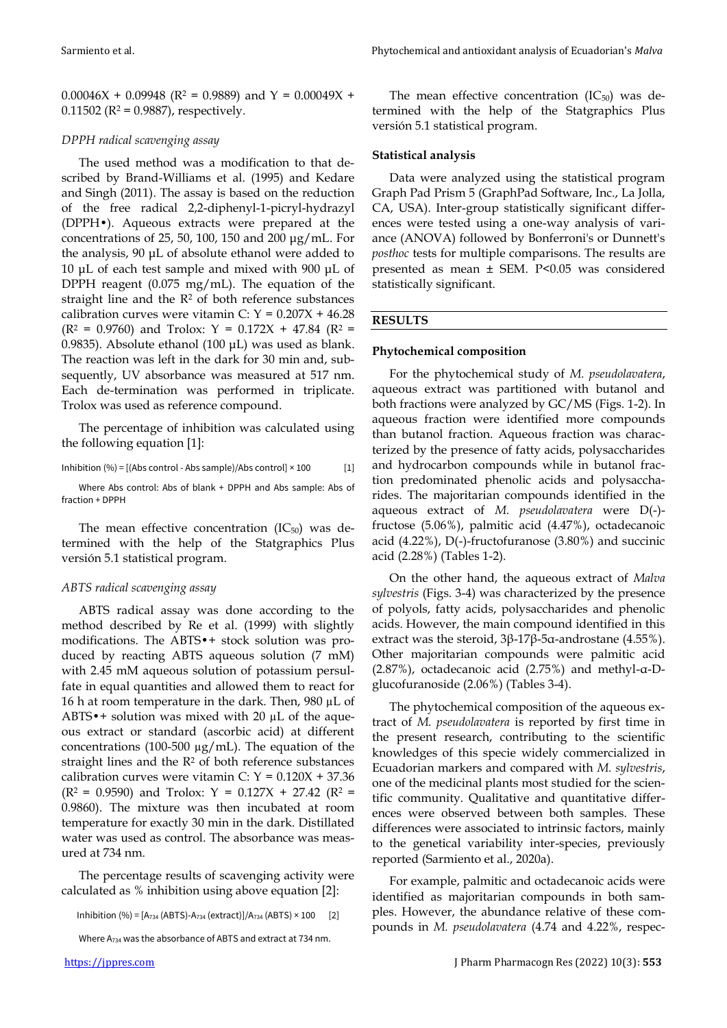$0.00046X + 0.09948$ ($R^2 = 0.9889$) and $Y = 0.00049X + 0.11502$ ($R^2 = 0.9887$), respectively.

### *DPPH radical scavenging assay*

The used method was a modification to that described by Brand-Williams et al. (1995) and Kedare and Singh (2011). The assay is based on the reduction of the free radical 2,2-diphenyl-1-picryl-hydrazyl (DPPH•). Aqueous extracts were prepared at the concentrations of 25, 50, 100, 150 and 200 µg/mL. For the analysis, 90 µL of absolute ethanol were added to 10 µL of each test sample and mixed with 900 µL of DPPH reagent (0.075 mg/mL). The equation of the straight line and the $R^2$ of both reference substances calibration curves were vitamin C: $Y = 0.207X + 46.28$ ($R^2 = 0.9760$) and Trolox: $Y = 0.172X + 47.84$ ($R^2 = 0.9835$). Absolute ethanol (100 µL) was used as blank. The reaction was left in the dark for 30 min and, subsequently, UV absorbance was measured at 517 nm. Each de-termination was performed in triplicate. Trolox was used as reference compound.

The percentage of inhibition was calculated using the following equation [1]:

$$\text{Inhibition (\%)} = [(\text{Abs control} - \text{Abs sample})/\text{Abs control}] \times 100 \qquad [1]$$

Where Abs control: Abs of blank + DPPH and Abs sample: Abs of fraction + DPPH

The mean effective concentration ($IC_{50}$) was determined with the help of the Statgraphics Plus versión 5.1 statistical program.

### *ABTS radical scavenging assay*

ABTS radical assay was done according to the method described by Re et al. (1999) with slightly modifications. The ABTS•+ stock solution was produced by reacting ABTS aqueous solution (7 mM) with 2.45 mM aqueous solution of potassium persulfate in equal quantities and allowed them to react for 16 h at room temperature in the dark. Then, 980 µL of ABTS•+ solution was mixed with 20 µL of the aqueous extract or standard (ascorbic acid) at different concentrations (100-500 µg/mL). The equation of the straight lines and the $R^2$ of both reference substances calibration curves were vitamin C: $Y = 0.120X + 37.36$ ($R^2 = 0.9590$) and Trolox: $Y = 0.127X + 27.42$ ($R^2 = 0.9860$). The mixture was then incubated at room temperature for exactly 30 min in the dark. Distillated water was used as control. The absorbance was measured at 734 nm.

The percentage results of scavenging activity were calculated as % inhibition using above equation [2]:

$$\text{Inhibition (\%)} = [A_{734}\,(\text{ABTS}) - A_{734}\,(\text{extract})]/A_{734}\,(\text{ABTS}) \times 100 \qquad [2]$$

Where $A_{734}$ was the absorbance of ABTS and extract at 734 nm.

The mean effective concentration ($IC_{50}$) was determined with the help of the Statgraphics Plus versión 5.1 statistical program.

### Statistical analysis

Data were analyzed using the statistical program Graph Pad Prism 5 (GraphPad Software, Inc., La Jolla, CA, USA). Inter-group statistically significant differences were tested using a one-way analysis of variance (ANOVA) followed by Bonferroni's or Dunnett's *posthoc* tests for multiple comparisons. The results are presented as mean ± SEM. $P<0.05$ was considered statistically significant.

## RESULTS

### Phytochemical composition

For the phytochemical study of *M. pseudolavatera*, aqueous extract was partitioned with butanol and both fractions were analyzed by GC/MS (Figs. 1-2). In aqueous fraction were identified more compounds than butanol fraction. Aqueous fraction was characterized by the presence of fatty acids, polysaccharides and hydrocarbon compounds while in butanol fraction predominated phenolic acids and polysaccharides. The majoritarian compounds identified in the aqueous extract of *M. pseudolavatera* were D(-)-fructose (5.06%), palmitic acid (4.47%), octadecanoic acid (4.22%), D(-)-fructofuranose (3.80%) and succinic acid (2.28%) (Tables 1-2).

On the other hand, the aqueous extract of *Malva sylvestris* (Figs. 3-4) was characterized by the presence of polyols, fatty acids, polysaccharides and phenolic acids. However, the main compound identified in this extract was the steroid, 3β-17β-5α-androstane (4.55%). Other majoritarian compounds were palmitic acid (2.87%), octadecanoic acid (2.75%) and methyl-α-D-glucofuranoside (2.06%) (Tables 3-4).

The phytochemical composition of the aqueous extract of *M. pseudolavatera* is reported by first time in the present research, contributing to the scientific knowledges of this specie widely commercialized in Ecuadorian markers and compared with *M. sylvestris*, one of the medicinal plants most studied for the scientific community. Qualitative and quantitative differences were observed between both samples. These differences were associated to intrinsic factors, mainly to the genetical variability inter-species, previously reported (Sarmiento et al., 2020a).

For example, palmitic and octadecanoic acids were identified as majoritarian compounds in both samples. However, the abundance relative of these compounds in *M. pseudolavatera* (4.74 and 4.22%, respec-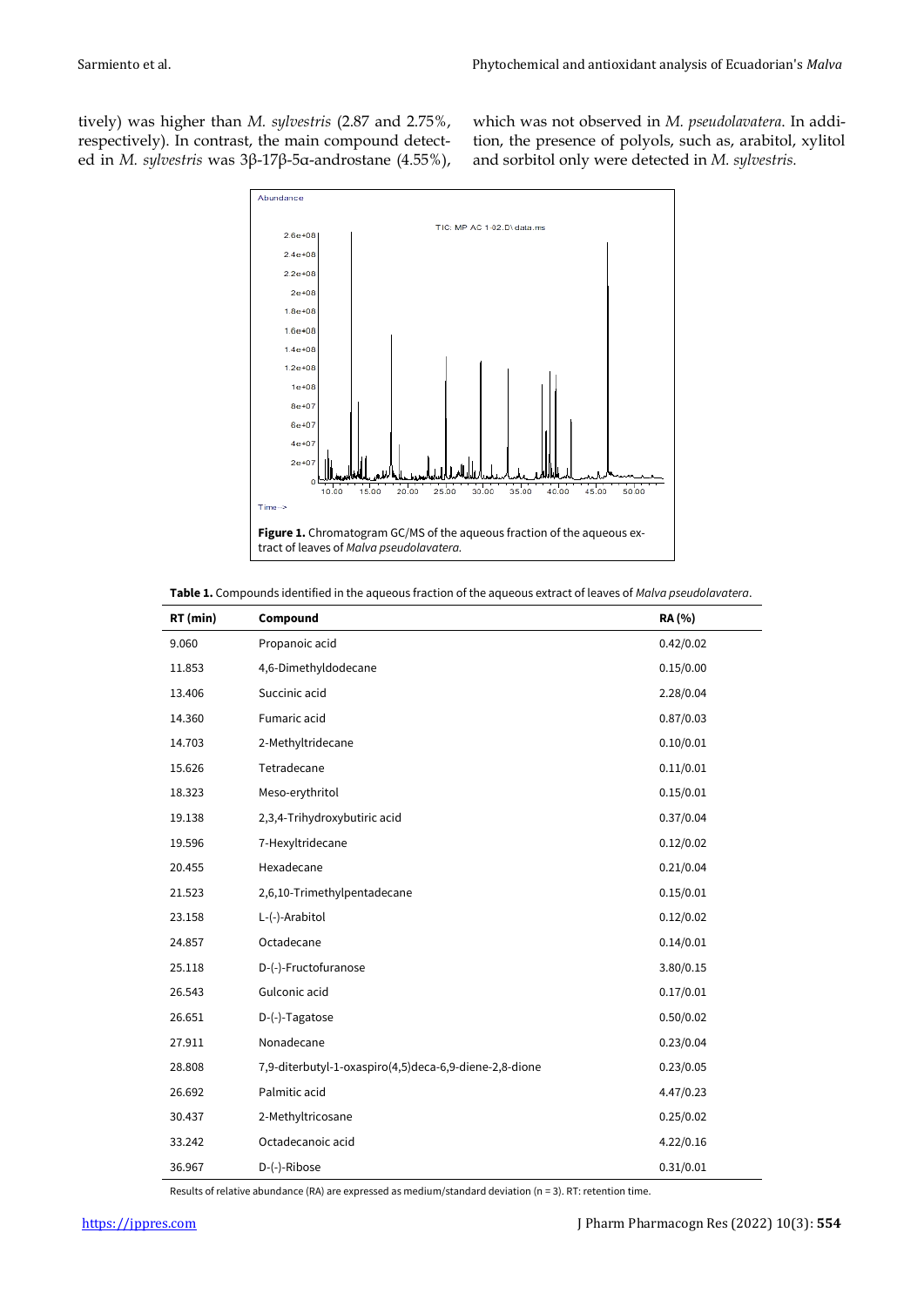tively) was higher than *M. sylvestris* (2.87 and 2.75%, respectively). In contrast, the main compound detected in *M. sylvestris* was 3β-17β-5α-androstane (4.55%), which was not observed in *M. pseudolavatera*. In addition, the presence of polyols, such as, arabitol, xylitol and sorbitol only were detected in *M. sylvestris*.

**Figure 1.** Chromatogram GC/MS of the aqueous fraction of the aqueous extract of leaves of *Malva pseudolavatera*.

**Table 1.** Compounds identified in the aqueous fraction of the aqueous extract of leaves of *Malva pseudolavatera*.

| RT (min) | Compound | RA (%) |
|---|---|---|
| 9.060 | Propanoic acid | 0.42/0.02 |
| 11.853 | 4,6-Dimethyldodecane | 0.15/0.00 |
| 13.406 | Succinic acid | 2.28/0.04 |
| 14.360 | Fumaric acid | 0.87/0.03 |
| 14.703 | 2-Methyltridecane | 0.10/0.01 |
| 15.626 | Tetradecane | 0.11/0.01 |
| 18.323 | Meso-erythritol | 0.15/0.01 |
| 19.138 | 2,3,4-Trihydroxybutiric acid | 0.37/0.04 |
| 19.596 | 7-Hexyltridecane | 0.12/0.02 |
| 20.455 | Hexadecane | 0.21/0.04 |
| 21.523 | 2,6,10-Trimethylpentadecane | 0.15/0.01 |
| 23.158 | L-(-)-Arabitol | 0.12/0.02 |
| 24.857 | Octadecane | 0.14/0.01 |
| 25.118 | D-(-)-Fructofuranose | 3.80/0.15 |
| 26.543 | Gulconic acid | 0.17/0.01 |
| 26.651 | D-(-)-Tagatose | 0.50/0.02 |
| 27.911 | Nonadecane | 0.23/0.04 |
| 28.808 | 7,9-diterbutyl-1-oxaspiro(4,5)deca-6,9-diene-2,8-dione | 0.23/0.05 |
| 26.692 | Palmitic acid | 4.47/0.23 |
| 30.437 | 2-Methyltricosane | 0.25/0.02 |
| 33.242 | Octadecanoic acid | 4.22/0.16 |
| 36.967 | D-(-)-Ribose | 0.31/0.01 |

Results of relative abundance (RA) are expressed as medium/standard deviation (n = 3). RT: retention time.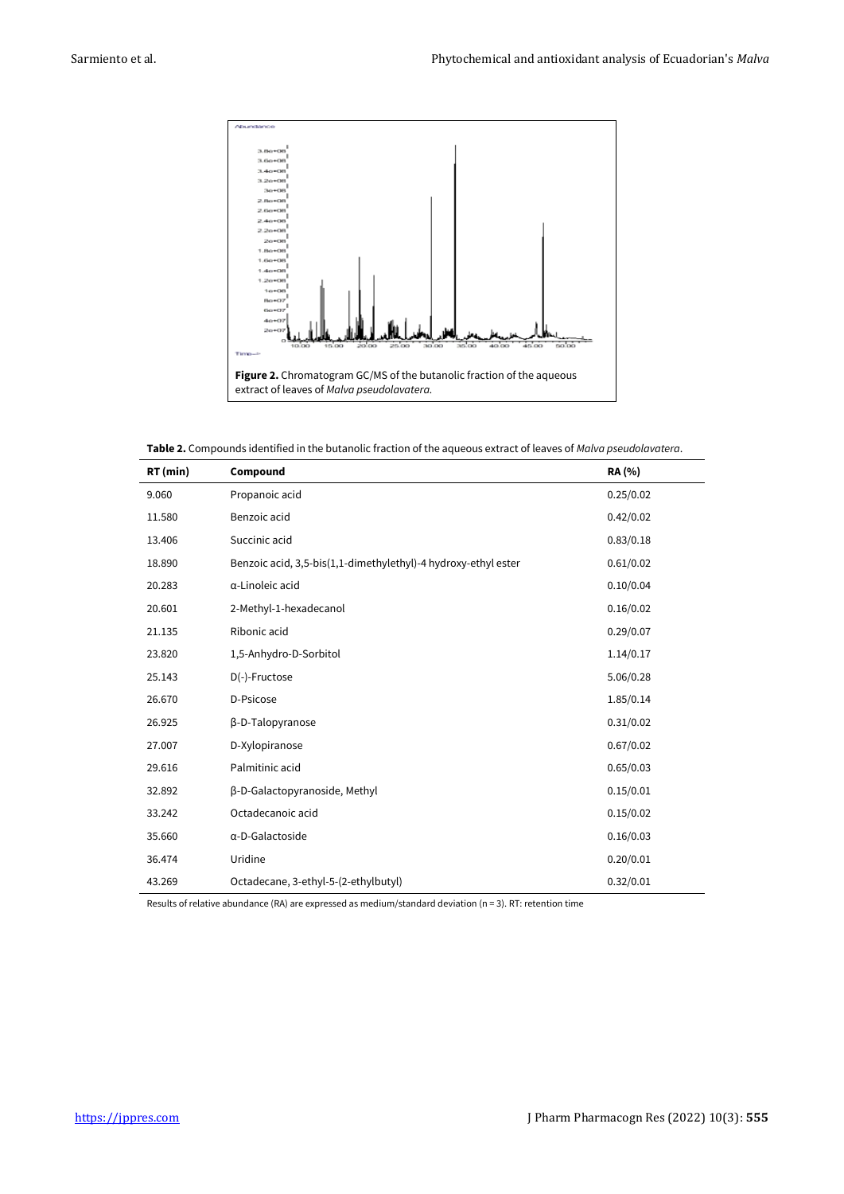**Figure 2.** Chromatogram GC/MS of the butanolic fraction of the aqueous extract of leaves of *Malva pseudolavatera*.

**Table 2.** Compounds identified in the butanolic fraction of the aqueous extract of leaves of *Malva pseudolavatera*.

| RT (min) | Compound | RA (%) |
|---|---|---|
| 9.060 | Propanoic acid | 0.25/0.02 |
| 11.580 | Benzoic acid | 0.42/0.02 |
| 13.406 | Succinic acid | 0.83/0.18 |
| 18.890 | Benzoic acid, 3,5-bis(1,1-dimethylethyl)-4 hydroxy-ethyl ester | 0.61/0.02 |
| 20.283 | α-Linoleic acid | 0.10/0.04 |
| 20.601 | 2-Methyl-1-hexadecanol | 0.16/0.02 |
| 21.135 | Ribonic acid | 0.29/0.07 |
| 23.820 | 1,5-Anhydro-D-Sorbitol | 1.14/0.17 |
| 25.143 | D(-)-Fructose | 5.06/0.28 |
| 26.670 | D-Psicose | 1.85/0.14 |
| 26.925 | β-D-Talopyranose | 0.31/0.02 |
| 27.007 | D-Xylopiranose | 0.67/0.02 |
| 29.616 | Palmitinic acid | 0.65/0.03 |
| 32.892 | β-D-Galactopyranoside, Methyl | 0.15/0.01 |
| 33.242 | Octadecanoic acid | 0.15/0.02 |
| 35.660 | α-D-Galactoside | 0.16/0.03 |
| 36.474 | Uridine | 0.20/0.01 |
| 43.269 | Octadecane, 3-ethyl-5-(2-ethylbutyl) | 0.32/0.01 |

Results of relative abundance (RA) are expressed as medium/standard deviation (n = 3). RT: retention time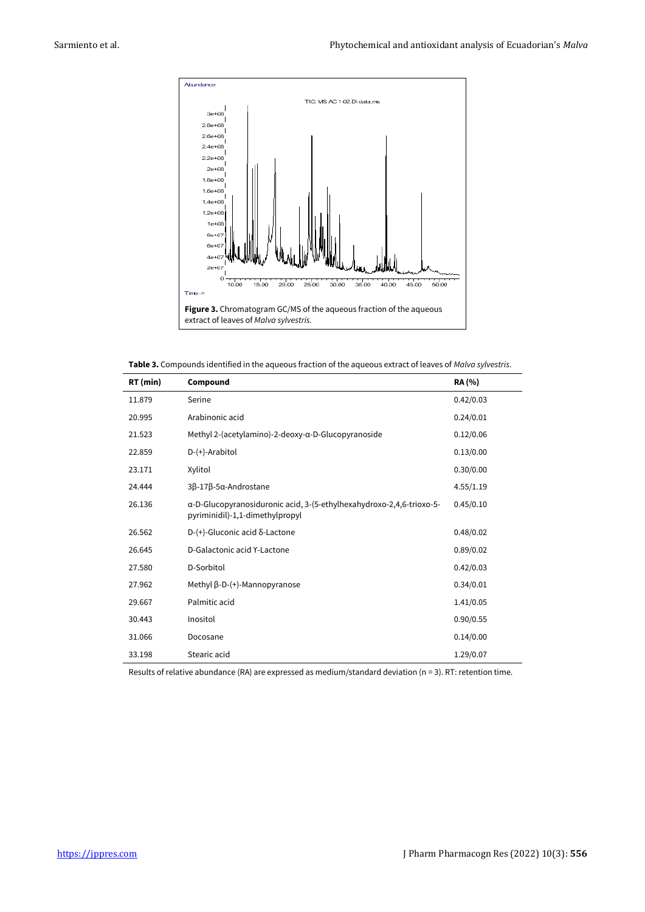**Figure 3.** Chromatogram GC/MS of the aqueous fraction of the aqueous extract of leaves of *Malva sylvestris*.

**Table 3.** Compounds identified in the aqueous fraction of the aqueous extract of leaves of *Malva sylvestris*.

| RT (min) | Compound | RA (%) |
|---|---|---|
| 11.879 | Serine | 0.42/0.03 |
| 20.995 | Arabinonic acid | 0.24/0.01 |
| 21.523 | Methyl 2-(acetylamino)-2-deoxy-α-D-Glucopyranoside | 0.12/0.06 |
| 22.859 | D-(+)-Arabitol | 0.13/0.00 |
| 23.171 | Xylitol | 0.30/0.00 |
| 24.444 | 3β-17β-5α-Androstane | 4.55/1.19 |
| 26.136 | α-D-Glucopyranosiduronic acid, 3-(5-ethylhexahydroxo-2,4,6-trioxo-5-pyriminidil)-1,1-dimethylpropyl | 0.45/0.10 |
| 26.562 | D-(+)-Gluconic acid δ-Lactone | 0.48/0.02 |
| 26.645 | D-Galactonic acid ϒ-Lactone | 0.89/0.02 |
| 27.580 | D-Sorbitol | 0.42/0.03 |
| 27.962 | Methyl β-D-(+)-Mannopyranose | 0.34/0.01 |
| 29.667 | Palmitic acid | 1.41/0.05 |
| 30.443 | Inositol | 0.90/0.55 |
| 31.066 | Docosane | 0.14/0.00 |
| 33.198 | Stearic acid | 1.29/0.07 |

Results of relative abundance (RA) are expressed as medium/standard deviation (n = 3). RT: retention time.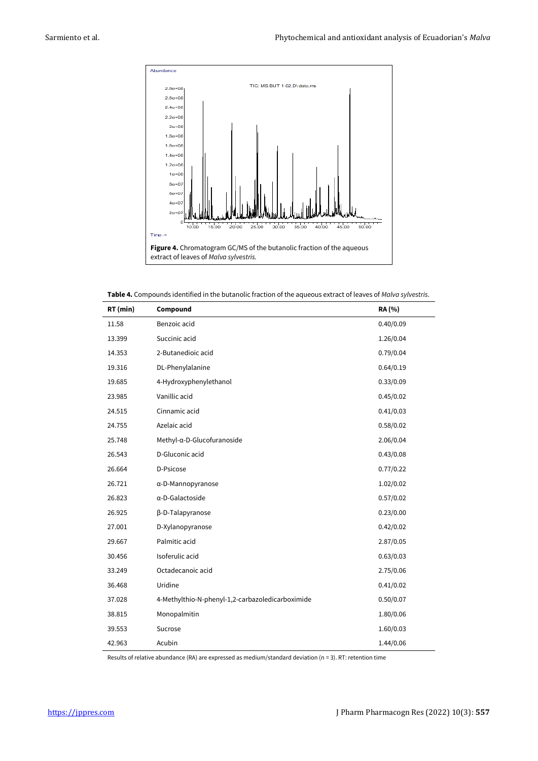**Figure 4.** Chromatogram GC/MS of the butanolic fraction of the aqueous extract of leaves of *Malva sylvestris.*

**Table 4.** Compounds identified in the butanolic fraction of the aqueous extract of leaves of *Malva sylvestris*.

| RT (min) | Compound | RA (%) |
|---|---|---|
| 11.58 | Benzoic acid | 0.40/0.09 |
| 13.399 | Succinic acid | 1.26/0.04 |
| 14.353 | 2-Butanedioic acid | 0.79/0.04 |
| 19.316 | DL-Phenylalanine | 0.64/0.19 |
| 19.685 | 4-Hydroxyphenylethanol | 0.33/0.09 |
| 23.985 | Vanillic acid | 0.45/0.02 |
| 24.515 | Cinnamic acid | 0.41/0.03 |
| 24.755 | Azelaic acid | 0.58/0.02 |
| 25.748 | Methyl-α-D-Glucofuranoside | 2.06/0.04 |
| 26.543 | D-Gluconic acid | 0.43/0.08 |
| 26.664 | D-Psicose | 0.77/0.22 |
| 26.721 | α-D-Mannopyranose | 1.02/0.02 |
| 26.823 | α-D-Galactoside | 0.57/0.02 |
| 26.925 | β-D-Talapyranose | 0.23/0.00 |
| 27.001 | D-Xylanopyranose | 0.42/0.02 |
| 29.667 | Palmitic acid | 2.87/0.05 |
| 30.456 | Isoferulic acid | 0.63/0.03 |
| 33.249 | Octadecanoic acid | 2.75/0.06 |
| 36.468 | Uridine | 0.41/0.02 |
| 37.028 | 4-Methylthio-N-phenyl-1,2-carbazoledicarboximide | 0.50/0.07 |
| 38.815 | Monopalmitin | 1.80/0.06 |
| 39.553 | Sucrose | 1.60/0.03 |
| 42.963 | Acubin | 1.44/0.06 |

Results of relative abundance (RA) are expressed as medium/standard deviation (n = 3). RT: retention time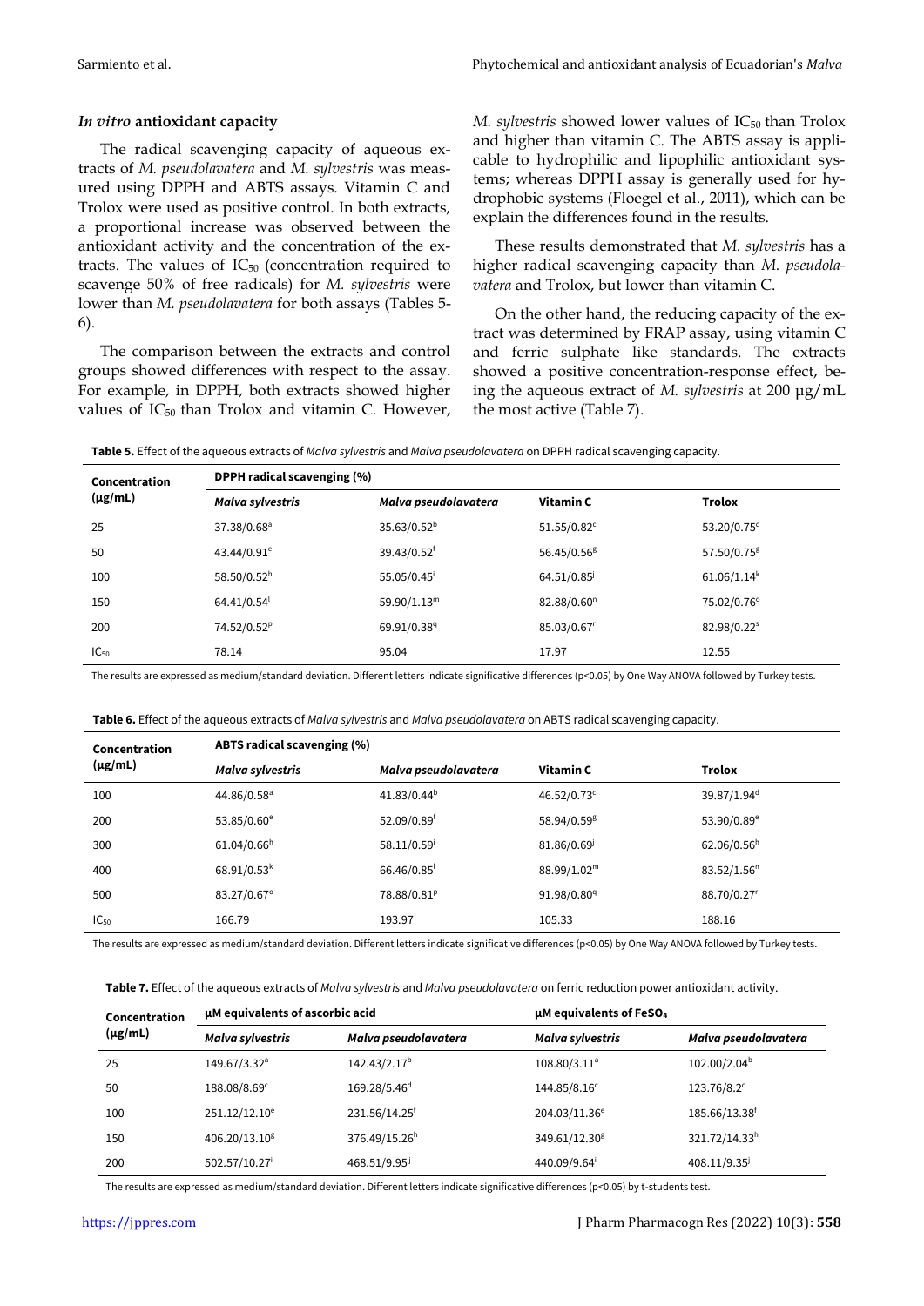### *In vitro* antioxidant capacity

The radical scavenging capacity of aqueous extracts of *M. pseudolavatera* and *M. sylvestris* was measured using DPPH and ABTS assays. Vitamin C and Trolox were used as positive control. In both extracts, a proportional increase was observed between the antioxidant activity and the concentration of the extracts. The values of $IC_{50}$ (concentration required to scavenge 50% of free radicals) for *M. sylvestris* were lower than *M. pseudolavatera* for both assays (Tables 5-6).

The comparison between the extracts and control groups showed differences with respect to the assay. For example, in DPPH, both extracts showed higher values of $IC_{50}$ than Trolox and vitamin C. However, *M. sylvestris* showed lower values of $IC_{50}$ than Trolox and higher than vitamin C. The ABTS assay is applicable to hydrophilic and lipophilic antioxidant systems; whereas DPPH assay is generally used for hydrophobic systems (Floegel et al., 2011), which can be explain the differences found in the results.

These results demonstrated that *M. sylvestris* has a higher radical scavenging capacity than *M. pseudolavatera* and Trolox, but lower than vitamin C.

On the other hand, the reducing capacity of the extract was determined by FRAP assay, using vitamin C and ferric sulphate like standards. The extracts showed a positive concentration-response effect, being the aqueous extract of *M. sylvestris* at 200 µg/mL the most active (Table 7).

**Table 5.** Effect of the aqueous extracts of *Malva sylvestris* and *Malva pseudolavatera* on DPPH radical scavenging capacity.

| Concentration (µg/mL) | DPPH radical scavenging (%) | | | |
|---|---|---|---|---|
| | *Malva sylvestris* | *Malva pseudolavatera* | Vitamin C | Trolox |
| 25 | 37.38/0.68[a] | 35.63/0.52[b] | 51.55/0.82[c] | 53.20/0.75[d] |
| 50 | 43.44/0.91[e] | 39.43/0.52[f] | 56.45/0.56[g] | 57.50/0.75[g] |
| 100 | 58.50/0.52[h] | 55.05/0.45[i] | 64.51/0.85[j] | 61.06/1.14[k] |
| 150 | 64.41/0.54[l] | 59.90/1.13[m] | 82.88/0.60[n] | 75.02/0.76[o] |
| 200 | 74.52/0.52[p] | 69.91/0.38[q] | 85.03/0.67[r] | 82.98/0.22[s] |
| $IC_{50}$ | 78.14 | 95.04 | 17.97 | 12.55 |

The results are expressed as medium/standard deviation. Different letters indicate significative differences ($p<0.05$) by One Way ANOVA followed by Turkey tests.

**Table 6.** Effect of the aqueous extracts of *Malva sylvestris* and *Malva pseudolavatera* on ABTS radical scavenging capacity.

| Concentration (µg/mL) | ABTS radical scavenging (%) | | | |
|---|---|---|---|---|
| | *Malva sylvestris* | *Malva pseudolavatera* | Vitamin C | Trolox |
| 100 | 44.86/0.58[a] | 41.83/0.44[b] | 46.52/0.73[c] | 39.87/1.94[d] |
| 200 | 53.85/0.60[e] | 52.09/0.89[f] | 58.94/0.59[g] | 53.90/0.89[e] |
| 300 | 61.04/0.66[h] | 58.11/0.59[i] | 81.86/0.69[j] | 62.06/0.56[h] |
| 400 | 68.91/0.53[k] | 66.46/0.85[l] | 88.99/1.02[m] | 83.52/1.56[n] |
| 500 | 83.27/0.67[o] | 78.88/0.81[p] | 91.98/0.80[q] | 88.70/0.27[r] |
| $IC_{50}$ | 166.79 | 193.97 | 105.33 | 188.16 |

The results are expressed as medium/standard deviation. Different letters indicate significative differences ($p<0.05$) by One Way ANOVA followed by Turkey tests.

**Table 7.** Effect of the aqueous extracts of *Malva sylvestris* and *Malva pseudolavatera* on ferric reduction power antioxidant activity.

| Concentration (µg/mL) | µM equivalents of ascorbic acid | | µM equivalents of $FeSO_4$ | |
|---|---|---|---|---|
| | *Malva sylvestris* | *Malva pseudolavatera* | *Malva sylvestris* | *Malva pseudolavatera* |
| 25 | 149.67/3.32[a] | 142.43/2.17[b] | 108.80/3.11[a] | 102.00/2.04[b] |
| 50 | 188.08/8.69[c] | 169.28/5.46[d] | 144.85/8.16[c] | 123.76/8.2[d] |
| 100 | 251.12/12.10[e] | 231.56/14.25[f] | 204.03/11.36[e] | 185.66/13.38[f] |
| 150 | 406.20/13.10[g] | 376.49/15.26[h] | 349.61/12.30[g] | 321.72/14.33[h] |
| 200 | 502.57/10.27[i] | 468.51/9.95[j] | 440.09/9.64[i] | 408.11/9.35[j] |

The results are expressed as medium/standard deviation. Different letters indicate significative differences ($p<0.05$) by t-students test.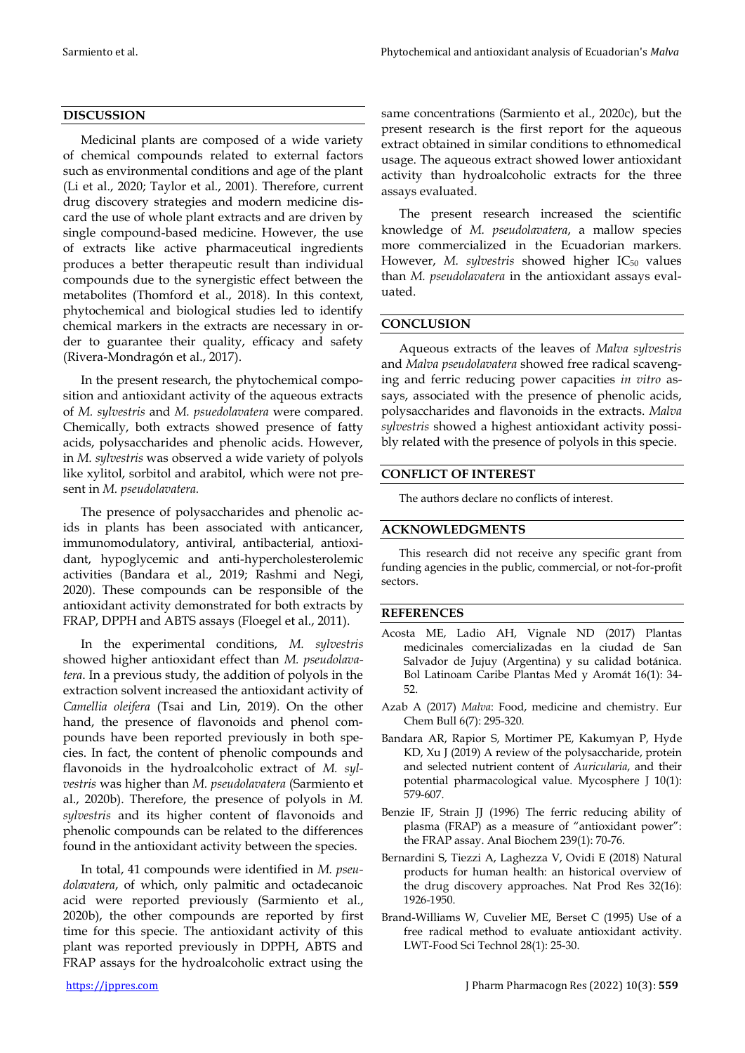## DISCUSSION

Medicinal plants are composed of a wide variety of chemical compounds related to external factors such as environmental conditions and age of the plant (Li et al., 2020; Taylor et al., 2001). Therefore, current drug discovery strategies and modern medicine discard the use of whole plant extracts and are driven by single compound-based medicine. However, the use of extracts like active pharmaceutical ingredients produces a better therapeutic result than individual compounds due to the synergistic effect between the metabolites (Thomford et al., 2018). In this context, phytochemical and biological studies led to identify chemical markers in the extracts are necessary in order to guarantee their quality, efficacy and safety (Rivera-Mondragón et al., 2017).

In the present research, the phytochemical composition and antioxidant activity of the aqueous extracts of *M. sylvestris* and *M. psuedolavatera* were compared. Chemically, both extracts showed presence of fatty acids, polysaccharides and phenolic acids. However, in *M. sylvestris* was observed a wide variety of polyols like xylitol, sorbitol and arabitol, which were not present in *M. pseudolavatera.*

The presence of polysaccharides and phenolic acids in plants has been associated with anticancer, immunomodulatory, antiviral, antibacterial, antioxidant, hypoglycemic and anti-hypercholesterolemic activities (Bandara et al., 2019; Rashmi and Negi, 2020). These compounds can be responsible of the antioxidant activity demonstrated for both extracts by FRAP, DPPH and ABTS assays (Floegel et al., 2011).

In the experimental conditions, *M. sylvestris* showed higher antioxidant effect than *M. pseudolavatera*. In a previous study, the addition of polyols in the extraction solvent increased the antioxidant activity of *Camellia oleifera* (Tsai and Lin, 2019). On the other hand, the presence of flavonoids and phenol compounds have been reported previously in both species. In fact, the content of phenolic compounds and flavonoids in the hydroalcoholic extract of *M. sylvestris* was higher than *M. pseudolavatera* (Sarmiento et al., 2020b). Therefore, the presence of polyols in *M. sylvestris* and its higher content of flavonoids and phenolic compounds can be related to the differences found in the antioxidant activity between the species.

In total, 41 compounds were identified in *M. pseudolavatera*, of which, only palmitic and octadecanoic acid were reported previously (Sarmiento et al., 2020b), the other compounds are reported by first time for this specie. The antioxidant activity of this plant was reported previously in DPPH, ABTS and FRAP assays for the hydroalcoholic extract using the same concentrations (Sarmiento et al., 2020c), but the present research is the first report for the aqueous extract obtained in similar conditions to ethnomedical usage. The aqueous extract showed lower antioxidant activity than hydroalcoholic extracts for the three assays evaluated.

The present research increased the scientific knowledge of *M. pseudolavatera*, a mallow species more commercialized in the Ecuadorian markers. However, *M. sylvestris* showed higher $IC_{50}$ values than *M. pseudolavatera* in the antioxidant assays evaluated.

## CONCLUSION

Aqueous extracts of the leaves of *Malva sylvestris* and *Malva pseudolavatera* showed free radical scavenging and ferric reducing power capacities *in vitro* assays, associated with the presence of phenolic acids, polysaccharides and flavonoids in the extracts. *Malva sylvestris* showed a highest antioxidant activity possibly related with the presence of polyols in this specie.

## CONFLICT OF INTEREST

The authors declare no conflicts of interest.

## ACKNOWLEDGMENTS

This research did not receive any specific grant from funding agencies in the public, commercial, or not-for-profit sectors.

## REFERENCES

- Acosta ME, Ladio AH, Vignale ND (2017) Plantas medicinales comercializadas en la ciudad de San Salvador de Jujuy (Argentina) y su calidad botánica. Bol Latinoam Caribe Plantas Med y Aromát 16(1): 34-52.
- Azab A (2017) *Malva*: Food, medicine and chemistry. Eur Chem Bull 6(7): 295-320.
- Bandara AR, Rapior S, Mortimer PE, Kakumyan P, Hyde KD, Xu J (2019) A review of the polysaccharide, protein and selected nutrient content of *Auricularia*, and their potential pharmacological value. Mycosphere J 10(1): 579-607.
- Benzie IF, Strain JJ (1996) The ferric reducing ability of plasma (FRAP) as a measure of "antioxidant power": the FRAP assay. Anal Biochem 239(1): 70-76.
- Bernardini S, Tiezzi A, Laghezza V, Ovidi E (2018) Natural products for human health: an historical overview of the drug discovery approaches. Nat Prod Res 32(16): 1926-1950.
- Brand-Williams W, Cuvelier ME, Berset C (1995) Use of a free radical method to evaluate antioxidant activity. LWT-Food Sci Technol 28(1): 25-30.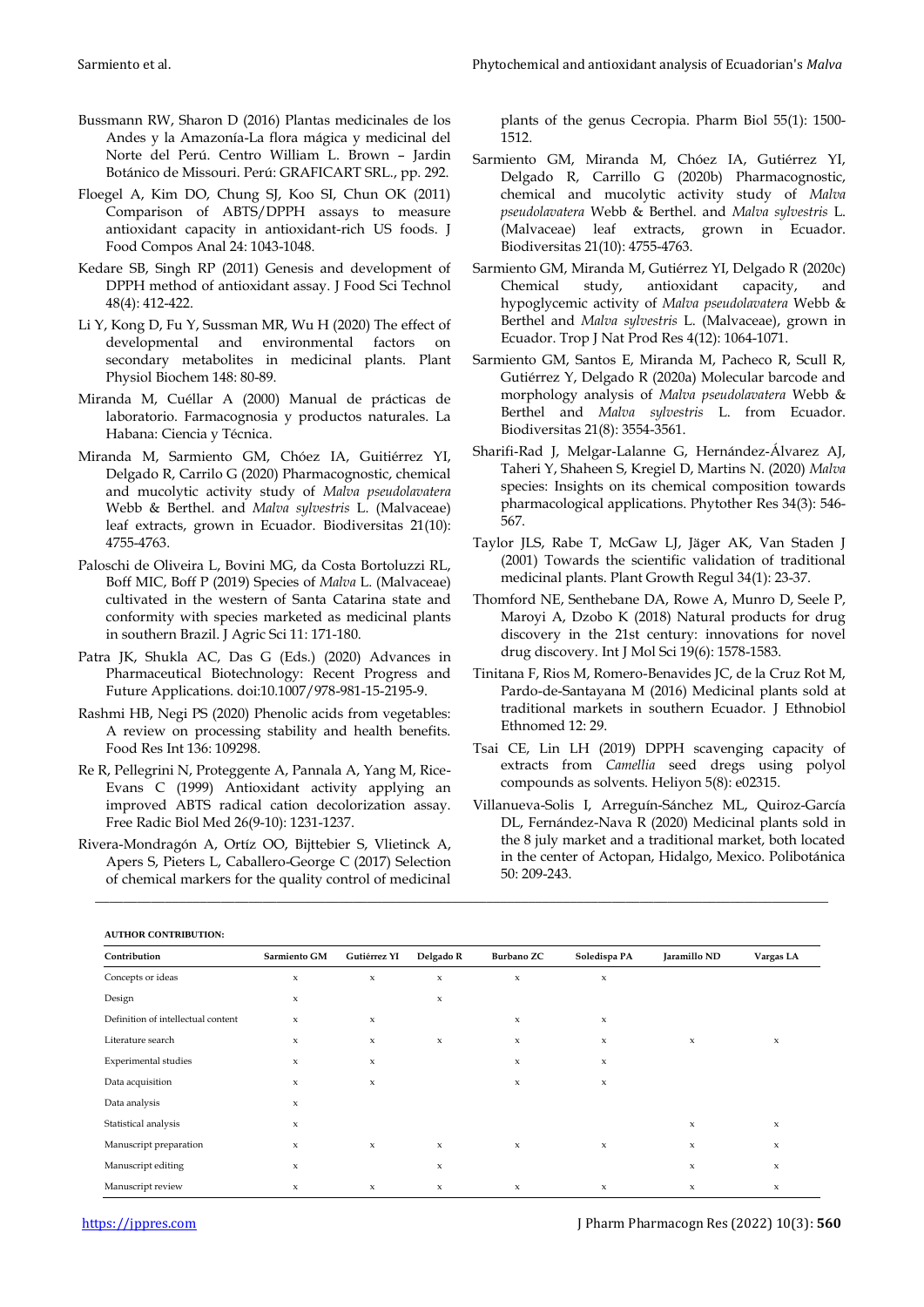Bussmann RW, Sharon D (2016) Plantas medicinales de los Andes y la Amazonía-La flora mágica y medicinal del Norte del Perú. Centro William L. Brown – Jardin Botánico de Missouri. Perú: GRAFICART SRL., pp. 292.

Floegel A, Kim DO, Chung SJ, Koo SI, Chun OK (2011) Comparison of ABTS/DPPH assays to measure antioxidant capacity in antioxidant-rich US foods. J Food Compos Anal 24: 1043-1048.

Kedare SB, Singh RP (2011) Genesis and development of DPPH method of antioxidant assay. J Food Sci Technol 48(4): 412-422.

Li Y, Kong D, Fu Y, Sussman MR, Wu H (2020) The effect of developmental and environmental factors on secondary metabolites in medicinal plants. Plant Physiol Biochem 148: 80-89.

Miranda M, Cuéllar A (2000) Manual de prácticas de laboratorio. Farmacognosia y productos naturales. La Habana: Ciencia y Técnica.

Miranda M, Sarmiento GM, Chóez IA, Guitiérrez YI, Delgado R, Carrilo G (2020) Pharmacognostic, chemical and mucolytic activity study of *Malva pseudolavatera* Webb & Berthel. and *Malva sylvestris* L. (Malvaceae) leaf extracts, grown in Ecuador. Biodiversitas 21(10): 4755-4763.

Paloschi de Oliveira L, Bovini MG, da Costa Bortoluzzi RL, Boff MIC, Boff P (2019) Species of *Malva* L. (Malvaceae) cultivated in the western of Santa Catarina state and conformity with species marketed as medicinal plants in southern Brazil. J Agric Sci 11: 171-180.

Patra JK, Shukla AC, Das G (Eds.) (2020) Advances in Pharmaceutical Biotechnology: Recent Progress and Future Applications. doi:10.1007/978-981-15-2195-9.

Rashmi HB, Negi PS (2020) Phenolic acids from vegetables: A review on processing stability and health benefits. Food Res Int 136: 109298.

Re R, Pellegrini N, Proteggente A, Pannala A, Yang M, Rice-Evans C (1999) Antioxidant activity applying an improved ABTS radical cation decolorization assay. Free Radic Biol Med 26(9-10): 1231-1237.

Rivera-Mondragón A, Ortíz OO, Bijttebier S, Vlietinck A, Apers S, Pieters L, Caballero-George C (2017) Selection of chemical markers for the quality control of medicinal plants of the genus Cecropia. Pharm Biol 55(1): 1500-1512.

Sarmiento GM, Miranda M, Chóez IA, Gutiérrez YI, Delgado R, Carrillo G (2020b) Pharmacognostic, chemical and mucolytic activity study of *Malva pseudolavatera* Webb & Berthel. and *Malva sylvestris* L. (Malvaceae) leaf extracts, grown in Ecuador. Biodiversitas 21(10): 4755-4763.

Sarmiento GM, Miranda M, Gutiérrez YI, Delgado R (2020c) Chemical study, antioxidant capacity, and hypoglycemic activity of *Malva pseudolavatera* Webb & Berthel and *Malva sylvestris* L. (Malvaceae), grown in Ecuador. Trop J Nat Prod Res 4(12): 1064-1071.

Sarmiento GM, Santos E, Miranda M, Pacheco R, Scull R, Gutiérrez Y, Delgado R (2020a) Molecular barcode and morphology analysis of *Malva pseudolavatera* Webb & Berthel and *Malva sylvestris* L. from Ecuador. Biodiversitas 21(8): 3554-3561.

Sharifi-Rad J, Melgar-Lalanne G, Hernández-Álvarez AJ, Taheri Y, Shaheen S, Kregiel D, Martins N. (2020) *Malva* species: Insights on its chemical composition towards pharmacological applications. Phytother Res 34(3): 546-567.

Taylor JLS, Rabe T, McGaw LJ, Jäger AK, Van Staden J (2001) Towards the scientific validation of traditional medicinal plants. Plant Growth Regul 34(1): 23-37.

Thomford NE, Senthebane DA, Rowe A, Munro D, Seele P, Maroyi A, Dzobo K (2018) Natural products for drug discovery in the 21st century: innovations for novel drug discovery. Int J Mol Sci 19(6): 1578-1583.

Tinitana F, Rios M, Romero-Benavides JC, de la Cruz Rot M, Pardo-de-Santayana M (2016) Medicinal plants sold at traditional markets in southern Ecuador. J Ethnobiol Ethnomed 12: 29.

Tsai CE, Lin LH (2019) DPPH scavenging capacity of extracts from *Camellia* seed dregs using polyol compounds as solvents. Heliyon 5(8): e02315.

Villanueva-Solis I, Arreguín-Sánchez ML, Quiroz-García DL, Fernández-Nava R (2020) Medicinal plants sold in the 8 july market and a traditional market, both located in the center of Actopan, Hidalgo, Mexico. Polibotánica 50: 209-243.

**AUTHOR CONTRIBUTION:**

| Contribution | Sarmiento GM | Gutiérrez YI | Delgado R | Burbano ZC | Soledispa PA | Jaramillo ND | Vargas LA |
|---|---|---|---|---|---|---|---|
| Concepts or ideas | x | x | x | x | x | | |
| Design | x | | x | | | | |
| Definition of intellectual content | x | x | | x | x | | |
| Literature search | x | x | x | x | x | x | x |
| Experimental studies | x | x | | x | x | | |
| Data acquisition | x | x | | x | x | | |
| Data analysis | x | | | | | | |
| Statistical analysis | x | | | | | x | x |
| Manuscript preparation | x | x | x | x | x | x | x |
| Manuscript editing | x | | x | | | x | x |
| Manuscript review | x | x | x | x | x | x | x |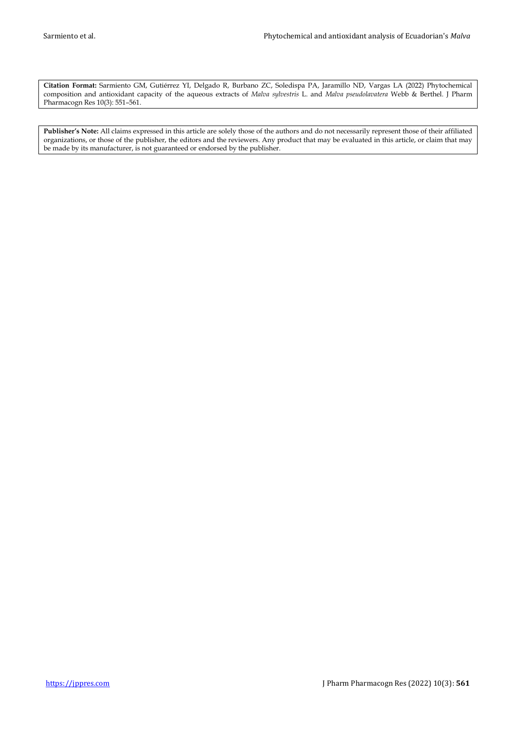**Citation Format:** Sarmiento GM, Gutiérrez YI, Delgado R, Burbano ZC, Soledispa PA, Jaramillo ND, Vargas LA (2022) Phytochemical composition and antioxidant capacity of the aqueous extracts of *Malva sylvestris* L. and *Malva pseudolavatera* Webb & Berthel. J Pharm Pharmacogn Res 10(3): 551–561.

**Publisher's Note:** All claims expressed in this article are solely those of the authors and do not necessarily represent those of their affiliated organizations, or those of the publisher, the editors and the reviewers. Any product that may be evaluated in this article, or claim that may be made by its manufacturer, is not guaranteed or endorsed by the publisher.